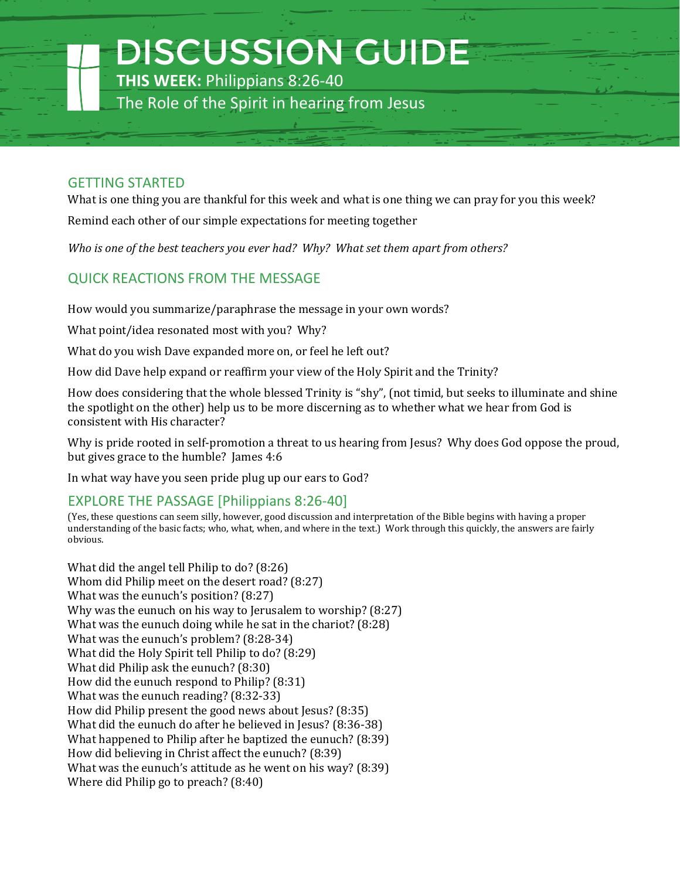# DISCUSSION GUIDE

**THIS WEEK:** Philippians 8:26-40

The Role of the Spirit in hearing from Jesus

## GETTING STARTED

What is one thing you are thankful for this week and what is one thing we can pray for you this week?

Remind each other of our simple expectations for meeting together

*Who is one of the best teachers you ever had? Why? What set them apart from others?*

## QUICK REACTIONS FROM THE MESSAGE

How would you summarize/paraphrase the message in your own words?

What point/idea resonated most with you? Why?

What do you wish Dave expanded more on, or feel he left out?

How did Dave help expand or reaffirm your view of the Holy Spirit and the Trinity?

How does considering that the whole blessed Trinity is "shy", (not timid, but seeks to illuminate and shine the spotlight on the other) help us to be more discerning as to whether what we hear from God is consistent with His character?

Why is pride rooted in self-promotion a threat to us hearing from Jesus? Why does God oppose the proud, but gives grace to the humble? James 4:6

In what way have you seen pride plug up our ears to God?

## EXPLORE THE PASSAGE [Philippians 8:26-40]

(Yes, these questions can seem silly, however, good discussion and interpretation of the Bible begins with having a proper understanding of the basic facts; who, what, when, and where in the text.) Work through this quickly, the answers are fairly obvious.

What did the angel tell Philip to do? (8:26)
Whom did Philip meet on the desert road? (8:27)
What was the eunuch's position? (8:27)
Why was the eunuch on his way to Jerusalem to worship? (8:27)
What was the eunuch doing while he sat in the chariot? (8:28)
What was the eunuch's problem? (8:28-34)
What did the Holy Spirit tell Philip to do? (8:29)
What did Philip ask the eunuch? (8:30)
How did the eunuch respond to Philip? (8:31)
What was the eunuch reading? (8:32-33)
How did Philip present the good news about Jesus? (8:35)
What did the eunuch do after he believed in Jesus? (8:36-38)
What happened to Philip after he baptized the eunuch? (8:39)
How did believing in Christ affect the eunuch? (8:39)
What was the eunuch's attitude as he went on his way? (8:39)
Where did Philip go to preach? (8:40)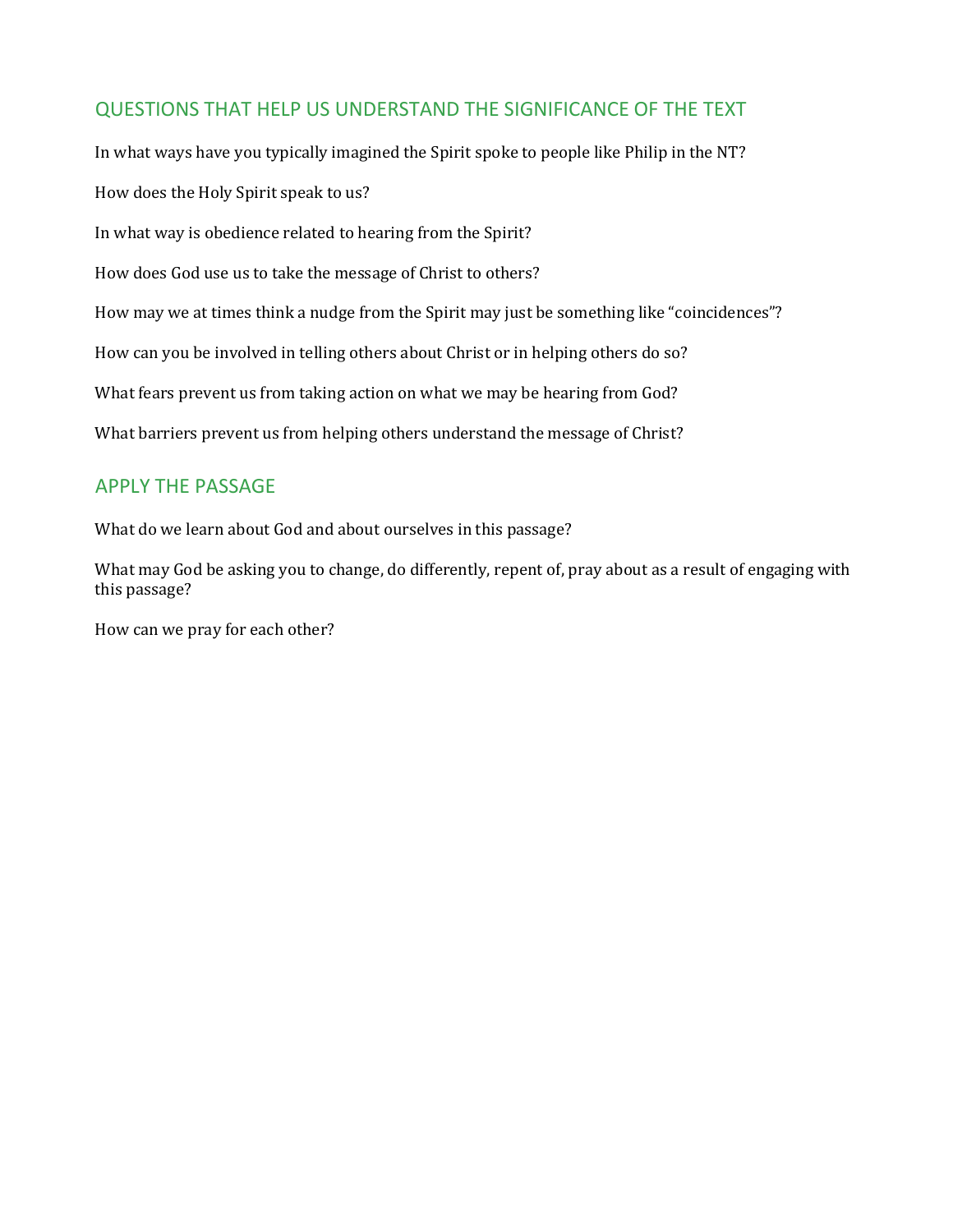## QUESTIONS THAT HELP US UNDERSTAND THE SIGNIFICANCE OF THE TEXT

In what ways have you typically imagined the Spirit spoke to people like Philip in the NT?

How does the Holy Spirit speak to us?

In what way is obedience related to hearing from the Spirit?

How does God use us to take the message of Christ to others?

How may we at times think a nudge from the Spirit may just be something like "coincidences"?

How can you be involved in telling others about Christ or in helping others do so?

What fears prevent us from taking action on what we may be hearing from God?

What barriers prevent us from helping others understand the message of Christ?

## APPLY THE PASSAGE

What do we learn about God and about ourselves in this passage?

What may God be asking you to change, do differently, repent of, pray about as a result of engaging with this passage?

How can we pray for each other?